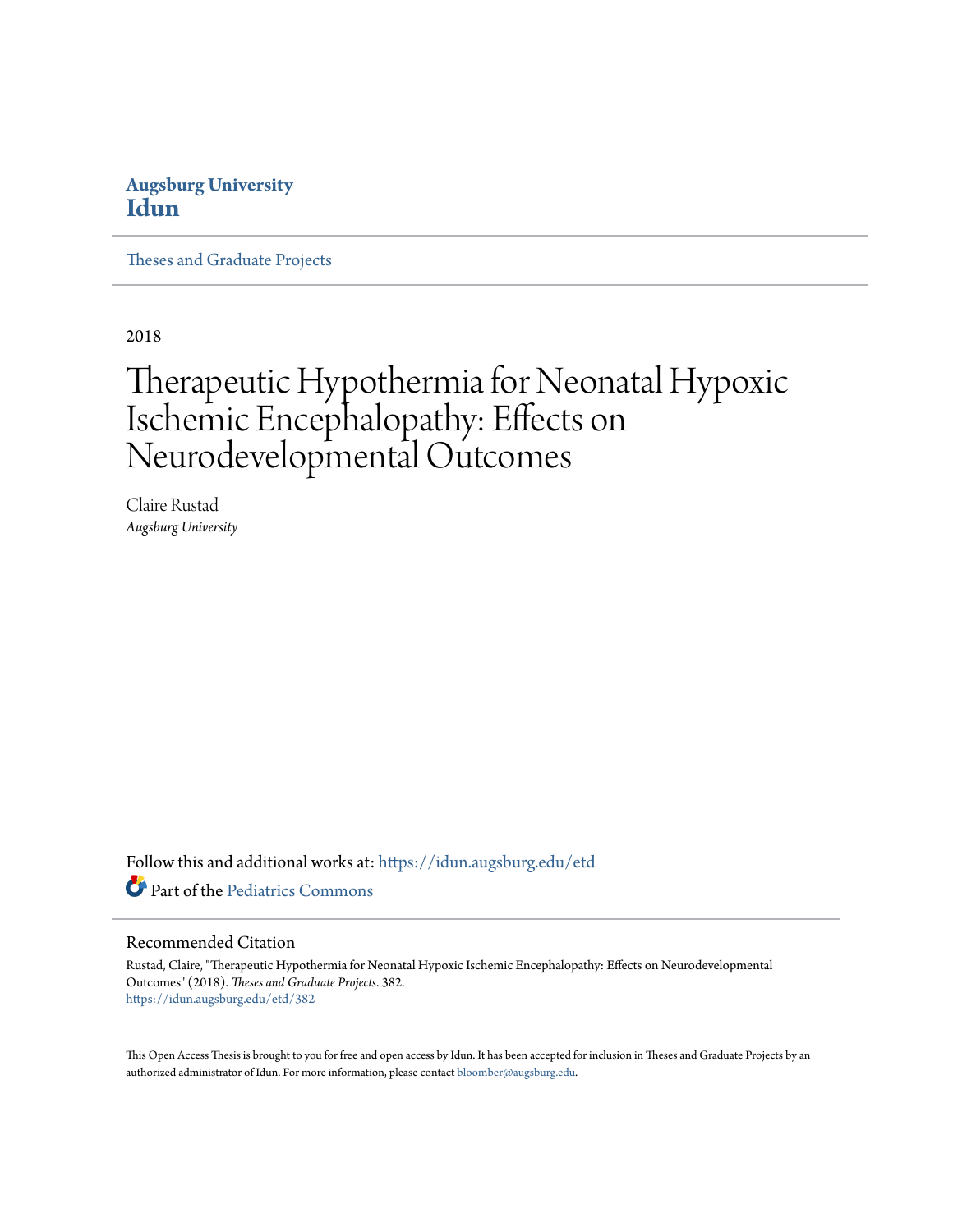**Augsburg University**
**Idun**

Theses and Graduate Projects

---

2018

# Therapeutic Hypothermia for Neonatal Hypoxic Ischemic Encephalopathy: Effects on Neurodevelopmental Outcomes

Claire Rustad
*Augsburg University*

Follow this and additional works at: https://idun.augsburg.edu/etd

Part of the Pediatrics Commons

## Recommended Citation

Rustad, Claire, "Therapeutic Hypothermia for Neonatal Hypoxic Ischemic Encephalopathy: Effects on Neurodevelopmental Outcomes" (2018). *Theses and Graduate Projects*. 382.
https://idun.augsburg.edu/etd/382

This Open Access Thesis is brought to you for free and open access by Idun. It has been accepted for inclusion in Theses and Graduate Projects by an authorized administrator of Idun. For more information, please contact bloomber@augsburg.edu.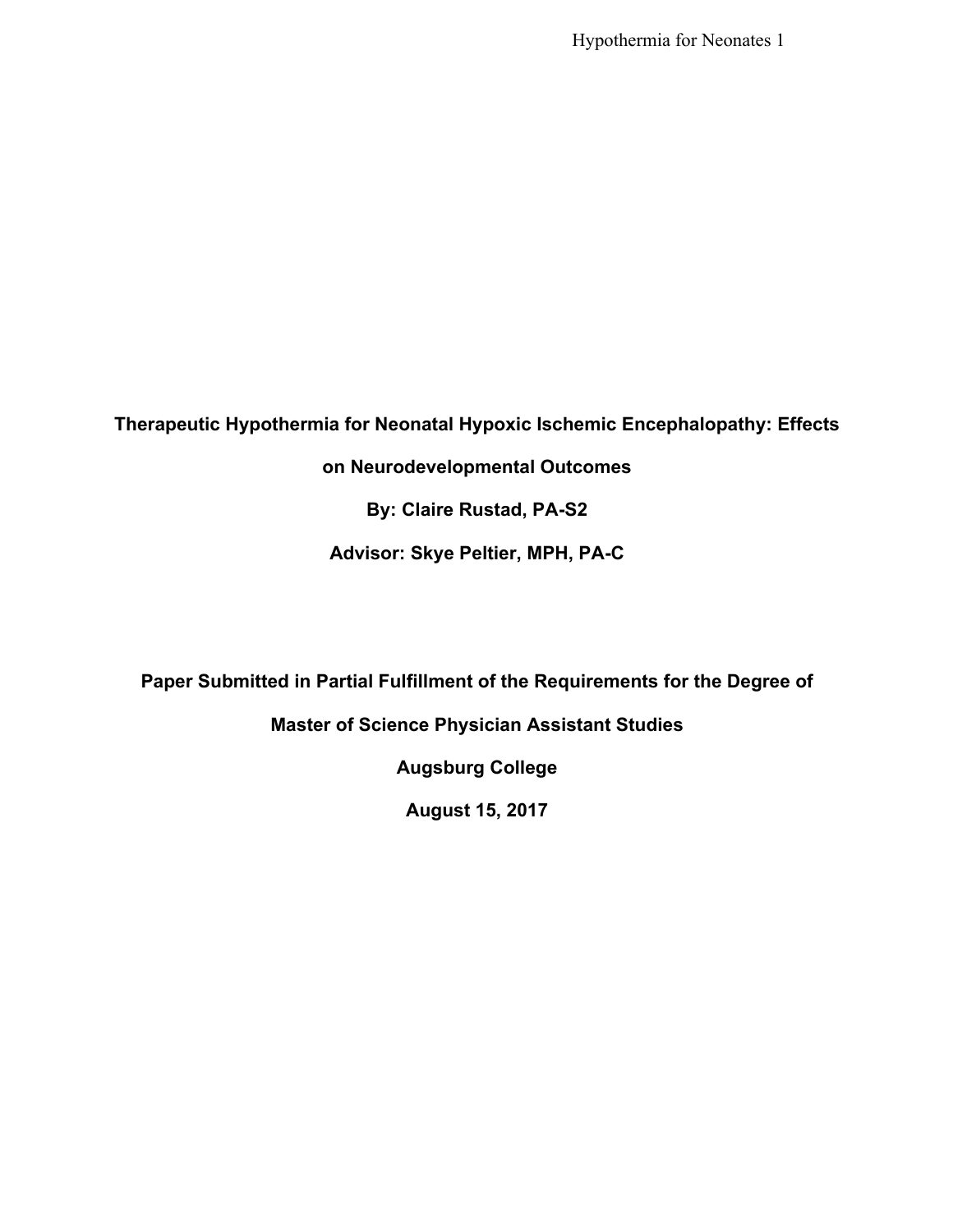# Therapeutic Hypothermia for Neonatal Hypoxic Ischemic Encephalopathy: Effects on Neurodevelopmental Outcomes

**By: Claire Rustad, PA-S2**

**Advisor: Skye Peltier, MPH, PA-C**

**Paper Submitted in Partial Fulfillment of the Requirements for the Degree of**

**Master of Science Physician Assistant Studies**

**Augsburg College**

**August 15, 2017**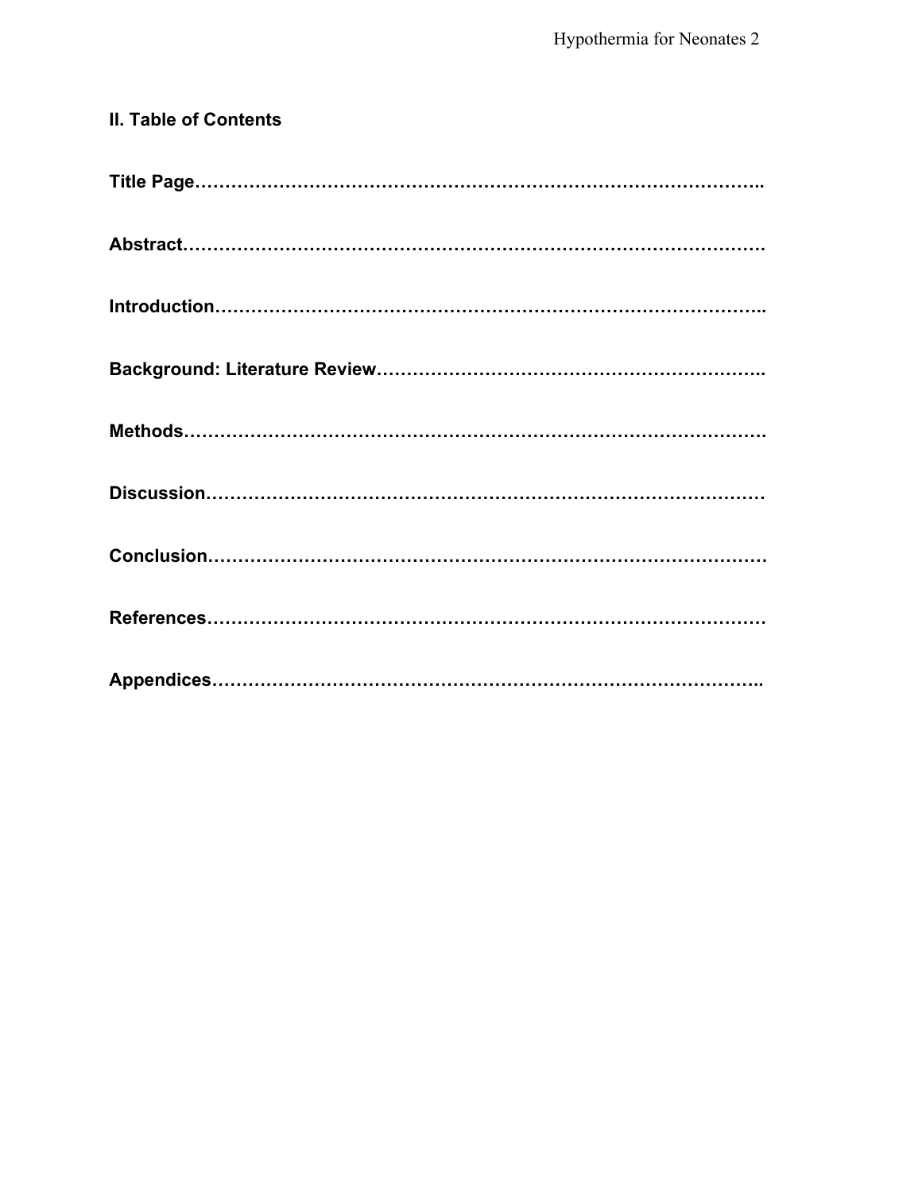## II. Table of Contents

**Title Page……………………………………………………………………………..**

**Abstract……………………………………………………………………………….**

**Introduction…………………………………………………………………………..**

**Background: Literature Review……………………………………………………..**

**Methods……………………………………………………………………………….**

**Discussion……………………………………………………………………………**

**Conclusion……………………………………………………………………………**

**References……………………………………………………………………………**

**Appendices…………………………………………………………………………..**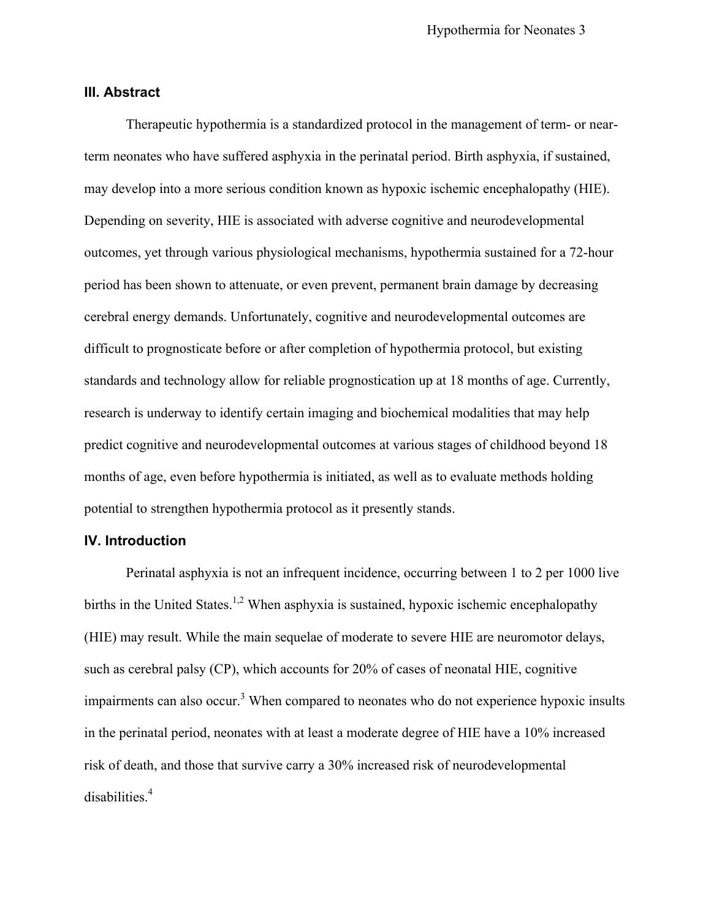## III. Abstract

Therapeutic hypothermia is a standardized protocol in the management of term- or near-term neonates who have suffered asphyxia in the perinatal period. Birth asphyxia, if sustained, may develop into a more serious condition known as hypoxic ischemic encephalopathy (HIE). Depending on severity, HIE is associated with adverse cognitive and neurodevelopmental outcomes, yet through various physiological mechanisms, hypothermia sustained for a 72-hour period has been shown to attenuate, or even prevent, permanent brain damage by decreasing cerebral energy demands. Unfortunately, cognitive and neurodevelopmental outcomes are difficult to prognosticate before or after completion of hypothermia protocol, but existing standards and technology allow for reliable prognostication up at 18 months of age. Currently, research is underway to identify certain imaging and biochemical modalities that may help predict cognitive and neurodevelopmental outcomes at various stages of childhood beyond 18 months of age, even before hypothermia is initiated, as well as to evaluate methods holding potential to strengthen hypothermia protocol as it presently stands.

## IV. Introduction

Perinatal asphyxia is not an infrequent incidence, occurring between 1 to 2 per 1000 live births in the United States.[1,2] When asphyxia is sustained, hypoxic ischemic encephalopathy (HIE) may result. While the main sequelae of moderate to severe HIE are neuromotor delays, such as cerebral palsy (CP), which accounts for 20% of cases of neonatal HIE, cognitive impairments can also occur.[3] When compared to neonates who do not experience hypoxic insults in the perinatal period, neonates with at least a moderate degree of HIE have a 10% increased risk of death, and those that survive carry a 30% increased risk of neurodevelopmental disabilities.[4]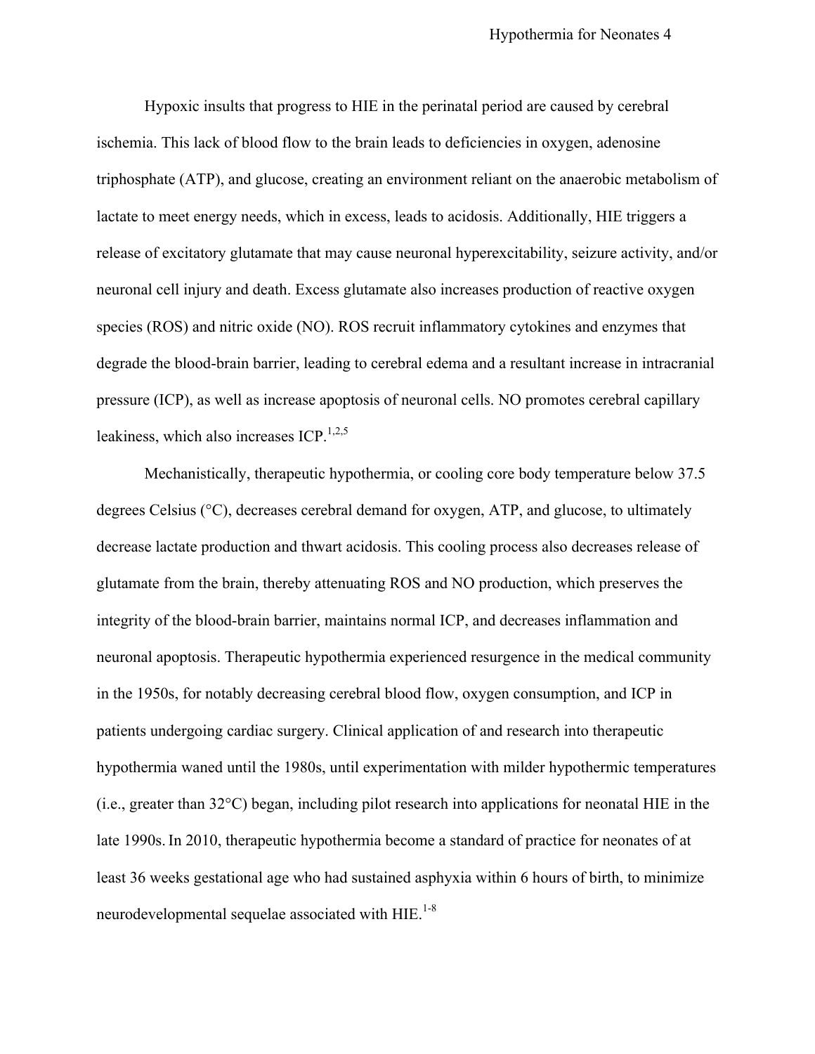Hypoxic insults that progress to HIE in the perinatal period are caused by cerebral ischemia. This lack of blood flow to the brain leads to deficiencies in oxygen, adenosine triphosphate (ATP), and glucose, creating an environment reliant on the anaerobic metabolism of lactate to meet energy needs, which in excess, leads to acidosis. Additionally, HIE triggers a release of excitatory glutamate that may cause neuronal hyperexcitability, seizure activity, and/or neuronal cell injury and death. Excess glutamate also increases production of reactive oxygen species (ROS) and nitric oxide (NO). ROS recruit inflammatory cytokines and enzymes that degrade the blood-brain barrier, leading to cerebral edema and a resultant increase in intracranial pressure (ICP), as well as increase apoptosis of neuronal cells. NO promotes cerebral capillary leakiness, which also increases ICP.[1,2,5]

Mechanistically, therapeutic hypothermia, or cooling core body temperature below 37.5 degrees Celsius (°C), decreases cerebral demand for oxygen, ATP, and glucose, to ultimately decrease lactate production and thwart acidosis. This cooling process also decreases release of glutamate from the brain, thereby attenuating ROS and NO production, which preserves the integrity of the blood-brain barrier, maintains normal ICP, and decreases inflammation and neuronal apoptosis. Therapeutic hypothermia experienced resurgence in the medical community in the 1950s, for notably decreasing cerebral blood flow, oxygen consumption, and ICP in patients undergoing cardiac surgery. Clinical application of and research into therapeutic hypothermia waned until the 1980s, until experimentation with milder hypothermic temperatures (i.e., greater than 32°C) began, including pilot research into applications for neonatal HIE in the late 1990s. In 2010, therapeutic hypothermia become a standard of practice for neonates of at least 36 weeks gestational age who had sustained asphyxia within 6 hours of birth, to minimize neurodevelopmental sequelae associated with HIE.[1-8]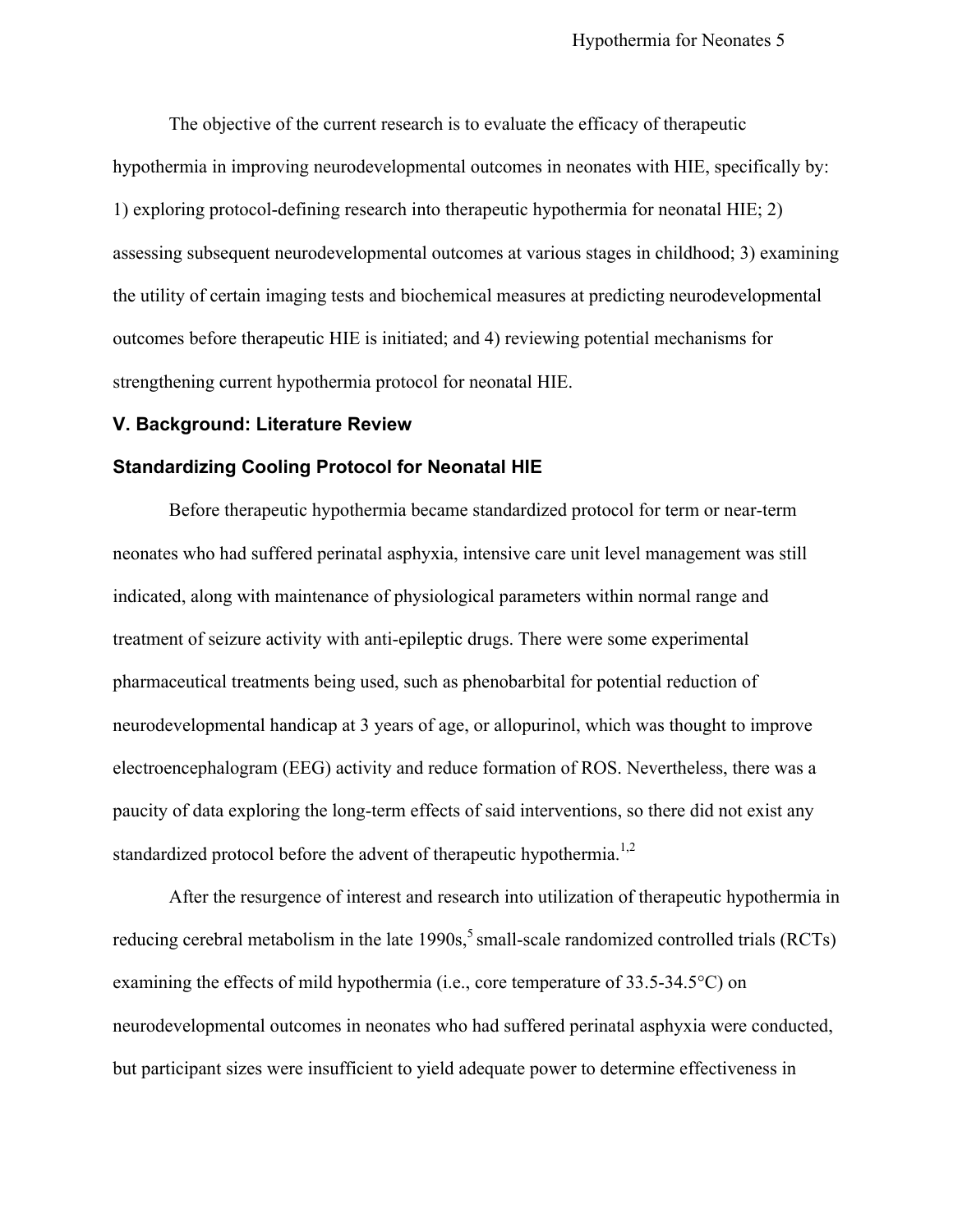The objective of the current research is to evaluate the efficacy of therapeutic hypothermia in improving neurodevelopmental outcomes in neonates with HIE, specifically by: 1) exploring protocol-defining research into therapeutic hypothermia for neonatal HIE; 2) assessing subsequent neurodevelopmental outcomes at various stages in childhood; 3) examining the utility of certain imaging tests and biochemical measures at predicting neurodevelopmental outcomes before therapeutic HIE is initiated; and 4) reviewing potential mechanisms for strengthening current hypothermia protocol for neonatal HIE.

## V. Background: Literature Review

### Standardizing Cooling Protocol for Neonatal HIE

Before therapeutic hypothermia became standardized protocol for term or near-term neonates who had suffered perinatal asphyxia, intensive care unit level management was still indicated, along with maintenance of physiological parameters within normal range and treatment of seizure activity with anti-epileptic drugs. There were some experimental pharmaceutical treatments being used, such as phenobarbital for potential reduction of neurodevelopmental handicap at 3 years of age, or allopurinol, which was thought to improve electroencephalogram (EEG) activity and reduce formation of ROS. Nevertheless, there was a paucity of data exploring the long-term effects of said interventions, so there did not exist any standardized protocol before the advent of therapeutic hypothermia.[1,2]

After the resurgence of interest and research into utilization of therapeutic hypothermia in reducing cerebral metabolism in the late 1990s,[5] small-scale randomized controlled trials (RCTs) examining the effects of mild hypothermia (i.e., core temperature of 33.5-34.5°C) on neurodevelopmental outcomes in neonates who had suffered perinatal asphyxia were conducted, but participant sizes were insufficient to yield adequate power to determine effectiveness in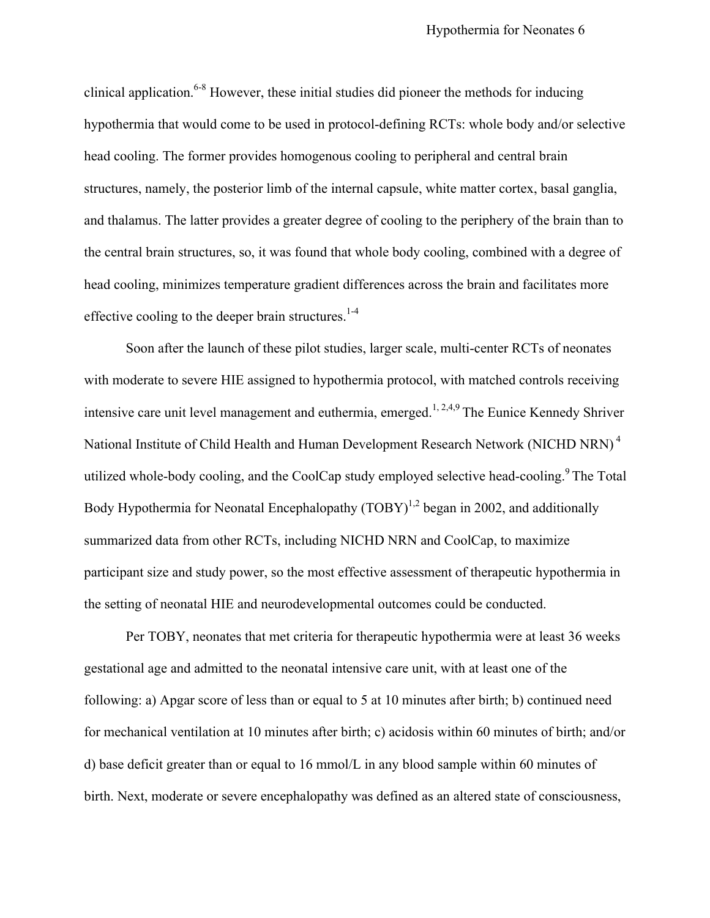clinical application.[6-8] However, these initial studies did pioneer the methods for inducing hypothermia that would come to be used in protocol-defining RCTs: whole body and/or selective head cooling. The former provides homogenous cooling to peripheral and central brain structures, namely, the posterior limb of the internal capsule, white matter cortex, basal ganglia, and thalamus. The latter provides a greater degree of cooling to the periphery of the brain than to the central brain structures, so, it was found that whole body cooling, combined with a degree of head cooling, minimizes temperature gradient differences across the brain and facilitates more effective cooling to the deeper brain structures.[1-4]

Soon after the launch of these pilot studies, larger scale, multi-center RCTs of neonates with moderate to severe HIE assigned to hypothermia protocol, with matched controls receiving intensive care unit level management and euthermia, emerged.[1, 2,4,9] The Eunice Kennedy Shriver National Institute of Child Health and Human Development Research Network (NICHD NRN) [4] utilized whole-body cooling, and the CoolCap study employed selective head-cooling.[9] The Total Body Hypothermia for Neonatal Encephalopathy (TOBY)[1,2] began in 2002, and additionally summarized data from other RCTs, including NICHD NRN and CoolCap, to maximize participant size and study power, so the most effective assessment of therapeutic hypothermia in the setting of neonatal HIE and neurodevelopmental outcomes could be conducted.

Per TOBY, neonates that met criteria for therapeutic hypothermia were at least 36 weeks gestational age and admitted to the neonatal intensive care unit, with at least one of the following: a) Apgar score of less than or equal to 5 at 10 minutes after birth; b) continued need for mechanical ventilation at 10 minutes after birth; c) acidosis within 60 minutes of birth; and/or d) base deficit greater than or equal to 16 mmol/L in any blood sample within 60 minutes of birth. Next, moderate or severe encephalopathy was defined as an altered state of consciousness,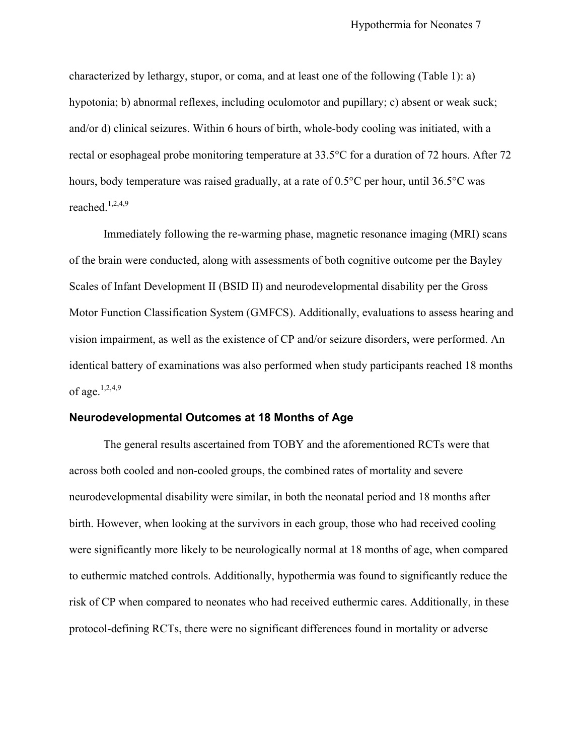characterized by lethargy, stupor, or coma, and at least one of the following (Table 1): a) hypotonia; b) abnormal reflexes, including oculomotor and pupillary; c) absent or weak suck; and/or d) clinical seizures. Within 6 hours of birth, whole-body cooling was initiated, with a rectal or esophageal probe monitoring temperature at 33.5°C for a duration of 72 hours. After 72 hours, body temperature was raised gradually, at a rate of 0.5°C per hour, until 36.5°C was reached.[1,2,4,9]

Immediately following the re-warming phase, magnetic resonance imaging (MRI) scans of the brain were conducted, along with assessments of both cognitive outcome per the Bayley Scales of Infant Development II (BSID II) and neurodevelopmental disability per the Gross Motor Function Classification System (GMFCS). Additionally, evaluations to assess hearing and vision impairment, as well as the existence of CP and/or seizure disorders, were performed. An identical battery of examinations was also performed when study participants reached 18 months of age.[1,2,4,9]

## Neurodevelopmental Outcomes at 18 Months of Age

The general results ascertained from TOBY and the aforementioned RCTs were that across both cooled and non-cooled groups, the combined rates of mortality and severe neurodevelopmental disability were similar, in both the neonatal period and 18 months after birth. However, when looking at the survivors in each group, those who had received cooling were significantly more likely to be neurologically normal at 18 months of age, when compared to euthermic matched controls. Additionally, hypothermia was found to significantly reduce the risk of CP when compared to neonates who had received euthermic cares. Additionally, in these protocol-defining RCTs, there were no significant differences found in mortality or adverse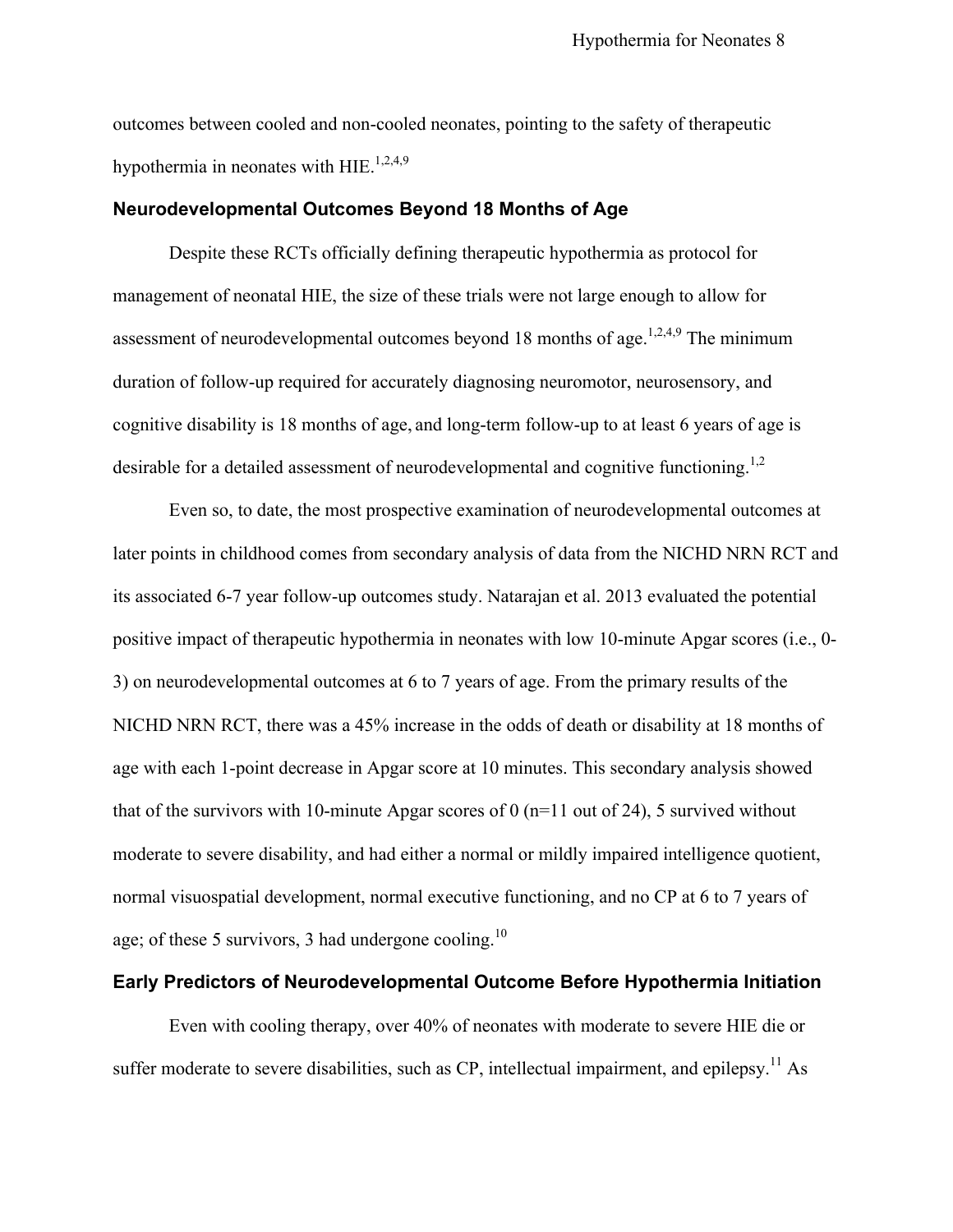outcomes between cooled and non-cooled neonates, pointing to the safety of therapeutic hypothermia in neonates with HIE.[1,2,4,9]

## Neurodevelopmental Outcomes Beyond 18 Months of Age

Despite these RCTs officially defining therapeutic hypothermia as protocol for management of neonatal HIE, the size of these trials were not large enough to allow for assessment of neurodevelopmental outcomes beyond 18 months of age.[1,2,4,9] The minimum duration of follow-up required for accurately diagnosing neuromotor, neurosensory, and cognitive disability is 18 months of age, and long-term follow-up to at least 6 years of age is desirable for a detailed assessment of neurodevelopmental and cognitive functioning.[1,2]

Even so, to date, the most prospective examination of neurodevelopmental outcomes at later points in childhood comes from secondary analysis of data from the NICHD NRN RCT and its associated 6-7 year follow-up outcomes study. Natarajan et al. 2013 evaluated the potential positive impact of therapeutic hypothermia in neonates with low 10-minute Apgar scores (i.e., 0-3) on neurodevelopmental outcomes at 6 to 7 years of age. From the primary results of the NICHD NRN RCT, there was a 45% increase in the odds of death or disability at 18 months of age with each 1-point decrease in Apgar score at 10 minutes. This secondary analysis showed that of the survivors with 10-minute Apgar scores of 0 (n=11 out of 24), 5 survived without moderate to severe disability, and had either a normal or mildly impaired intelligence quotient, normal visuospatial development, normal executive functioning, and no CP at 6 to 7 years of age; of these 5 survivors, 3 had undergone cooling.[10]

## Early Predictors of Neurodevelopmental Outcome Before Hypothermia Initiation

Even with cooling therapy, over 40% of neonates with moderate to severe HIE die or suffer moderate to severe disabilities, such as CP, intellectual impairment, and epilepsy.[11] As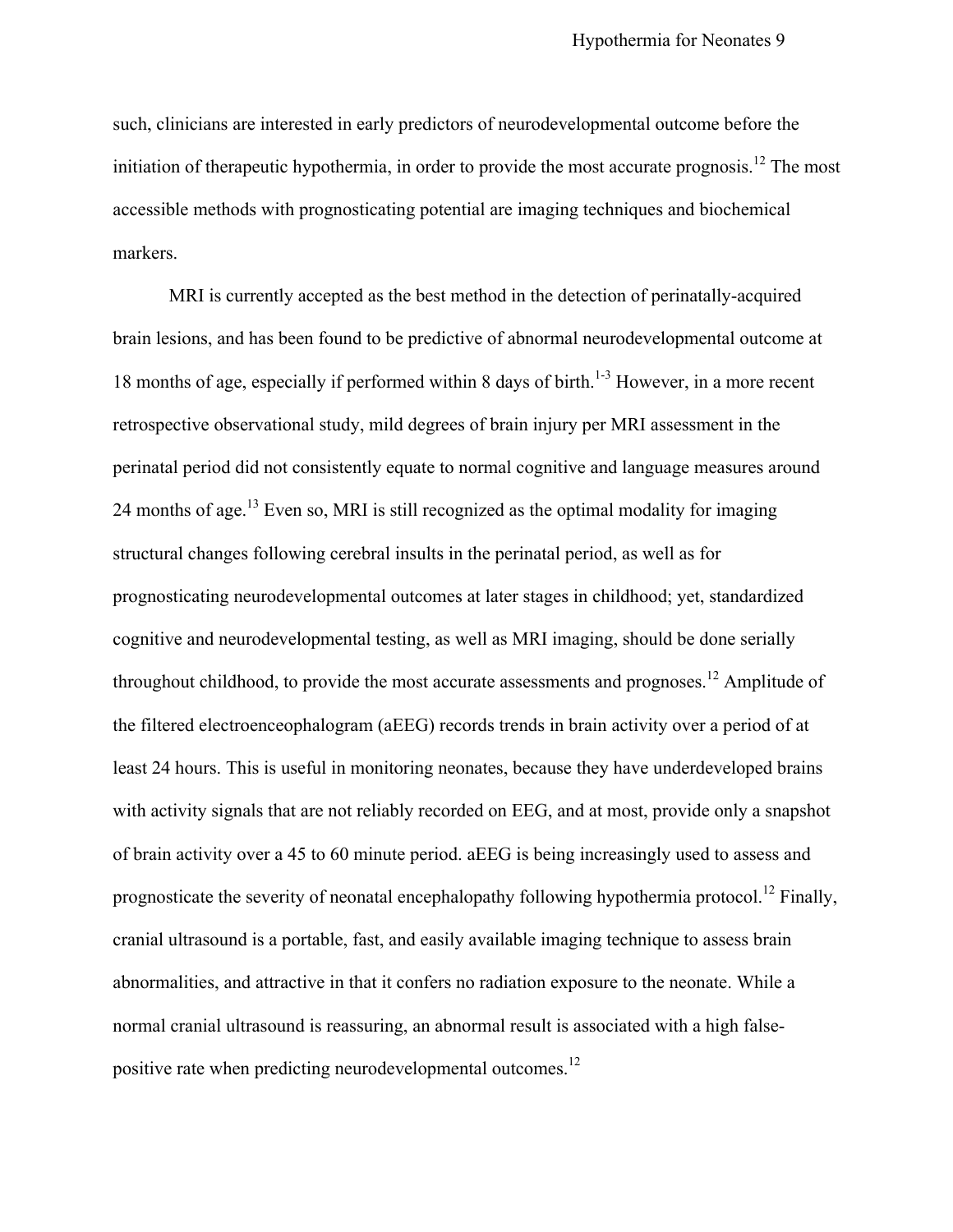such, clinicians are interested in early predictors of neurodevelopmental outcome before the initiation of therapeutic hypothermia, in order to provide the most accurate prognosis.[12] The most accessible methods with prognosticating potential are imaging techniques and biochemical markers.

MRI is currently accepted as the best method in the detection of perinatally-acquired brain lesions, and has been found to be predictive of abnormal neurodevelopmental outcome at 18 months of age, especially if performed within 8 days of birth.[1-3] However, in a more recent retrospective observational study, mild degrees of brain injury per MRI assessment in the perinatal period did not consistently equate to normal cognitive and language measures around 24 months of age.[13] Even so, MRI is still recognized as the optimal modality for imaging structural changes following cerebral insults in the perinatal period, as well as for prognosticating neurodevelopmental outcomes at later stages in childhood; yet, standardized cognitive and neurodevelopmental testing, as well as MRI imaging, should be done serially throughout childhood, to provide the most accurate assessments and prognoses.[12] Amplitude of the filtered electroencephalogram (aEEG) records trends in brain activity over a period of at least 24 hours. This is useful in monitoring neonates, because they have underdeveloped brains with activity signals that are not reliably recorded on EEG, and at most, provide only a snapshot of brain activity over a 45 to 60 minute period. aEEG is being increasingly used to assess and prognosticate the severity of neonatal encephalopathy following hypothermia protocol.[12] Finally, cranial ultrasound is a portable, fast, and easily available imaging technique to assess brain abnormalities, and attractive in that it confers no radiation exposure to the neonate. While a normal cranial ultrasound is reassuring, an abnormal result is associated with a high false-positive rate when predicting neurodevelopmental outcomes.[12]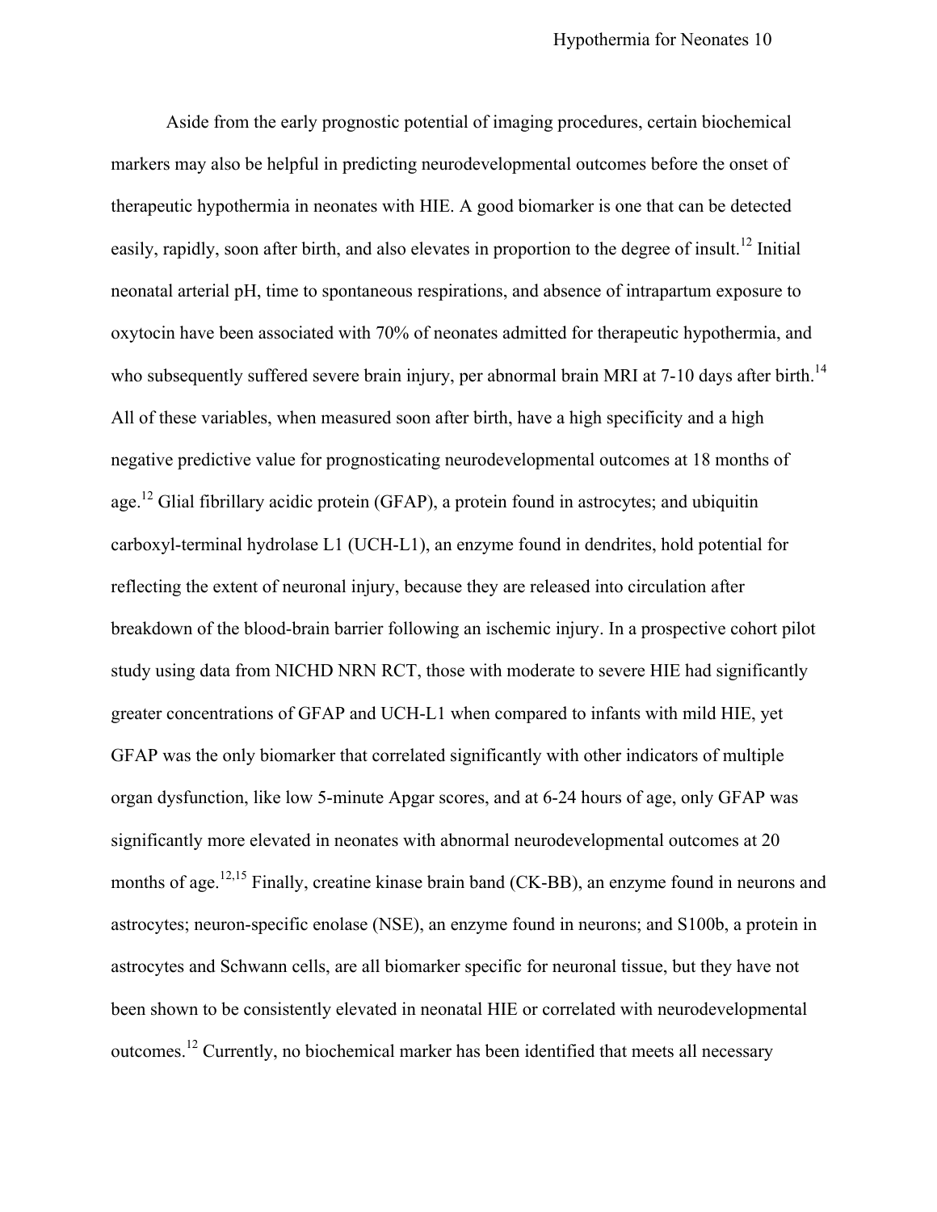Aside from the early prognostic potential of imaging procedures, certain biochemical markers may also be helpful in predicting neurodevelopmental outcomes before the onset of therapeutic hypothermia in neonates with HIE. A good biomarker is one that can be detected easily, rapidly, soon after birth, and also elevates in proportion to the degree of insult.[12] Initial neonatal arterial pH, time to spontaneous respirations, and absence of intrapartum exposure to oxytocin have been associated with 70% of neonates admitted for therapeutic hypothermia, and who subsequently suffered severe brain injury, per abnormal brain MRI at 7-10 days after birth.[14] All of these variables, when measured soon after birth, have a high specificity and a high negative predictive value for prognosticating neurodevelopmental outcomes at 18 months of age.[12] Glial fibrillary acidic protein (GFAP), a protein found in astrocytes; and ubiquitin carboxyl-terminal hydrolase L1 (UCH-L1), an enzyme found in dendrites, hold potential for reflecting the extent of neuronal injury, because they are released into circulation after breakdown of the blood-brain barrier following an ischemic injury. In a prospective cohort pilot study using data from NICHD NRN RCT, those with moderate to severe HIE had significantly greater concentrations of GFAP and UCH-L1 when compared to infants with mild HIE, yet GFAP was the only biomarker that correlated significantly with other indicators of multiple organ dysfunction, like low 5-minute Apgar scores, and at 6-24 hours of age, only GFAP was significantly more elevated in neonates with abnormal neurodevelopmental outcomes at 20 months of age.[12,15] Finally, creatine kinase brain band (CK-BB), an enzyme found in neurons and astrocytes; neuron-specific enolase (NSE), an enzyme found in neurons; and S100b, a protein in astrocytes and Schwann cells, are all biomarker specific for neuronal tissue, but they have not been shown to be consistently elevated in neonatal HIE or correlated with neurodevelopmental outcomes.[12] Currently, no biochemical marker has been identified that meets all necessary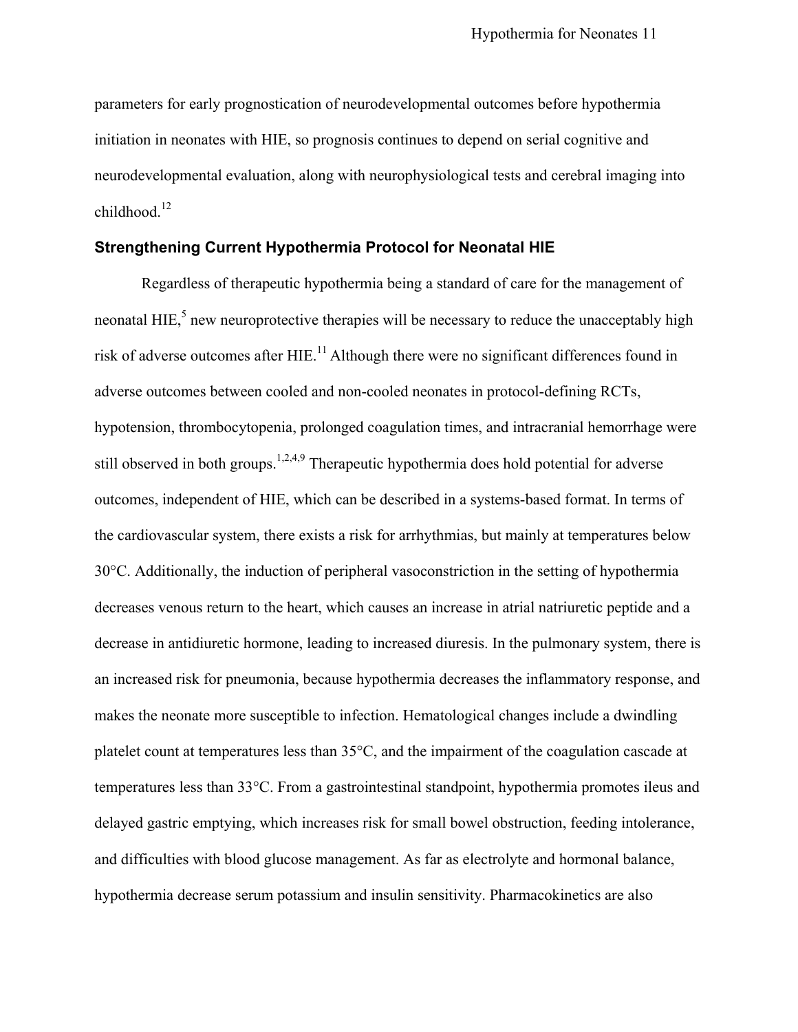parameters for early prognostication of neurodevelopmental outcomes before hypothermia initiation in neonates with HIE, so prognosis continues to depend on serial cognitive and neurodevelopmental evaluation, along with neurophysiological tests and cerebral imaging into childhood.[12]

### Strengthening Current Hypothermia Protocol for Neonatal HIE

Regardless of therapeutic hypothermia being a standard of care for the management of neonatal HIE,[5] new neuroprotective therapies will be necessary to reduce the unacceptably high risk of adverse outcomes after HIE.[11] Although there were no significant differences found in adverse outcomes between cooled and non-cooled neonates in protocol-defining RCTs, hypotension, thrombocytopenia, prolonged coagulation times, and intracranial hemorrhage were still observed in both groups.[1,2,4,9] Therapeutic hypothermia does hold potential for adverse outcomes, independent of HIE, which can be described in a systems-based format. In terms of the cardiovascular system, there exists a risk for arrhythmias, but mainly at temperatures below 30°C. Additionally, the induction of peripheral vasoconstriction in the setting of hypothermia decreases venous return to the heart, which causes an increase in atrial natriuretic peptide and a decrease in antidiuretic hormone, leading to increased diuresis. In the pulmonary system, there is an increased risk for pneumonia, because hypothermia decreases the inflammatory response, and makes the neonate more susceptible to infection. Hematological changes include a dwindling platelet count at temperatures less than 35°C, and the impairment of the coagulation cascade at temperatures less than 33°C. From a gastrointestinal standpoint, hypothermia promotes ileus and delayed gastric emptying, which increases risk for small bowel obstruction, feeding intolerance, and difficulties with blood glucose management. As far as electrolyte and hormonal balance, hypothermia decrease serum potassium and insulin sensitivity. Pharmacokinetics are also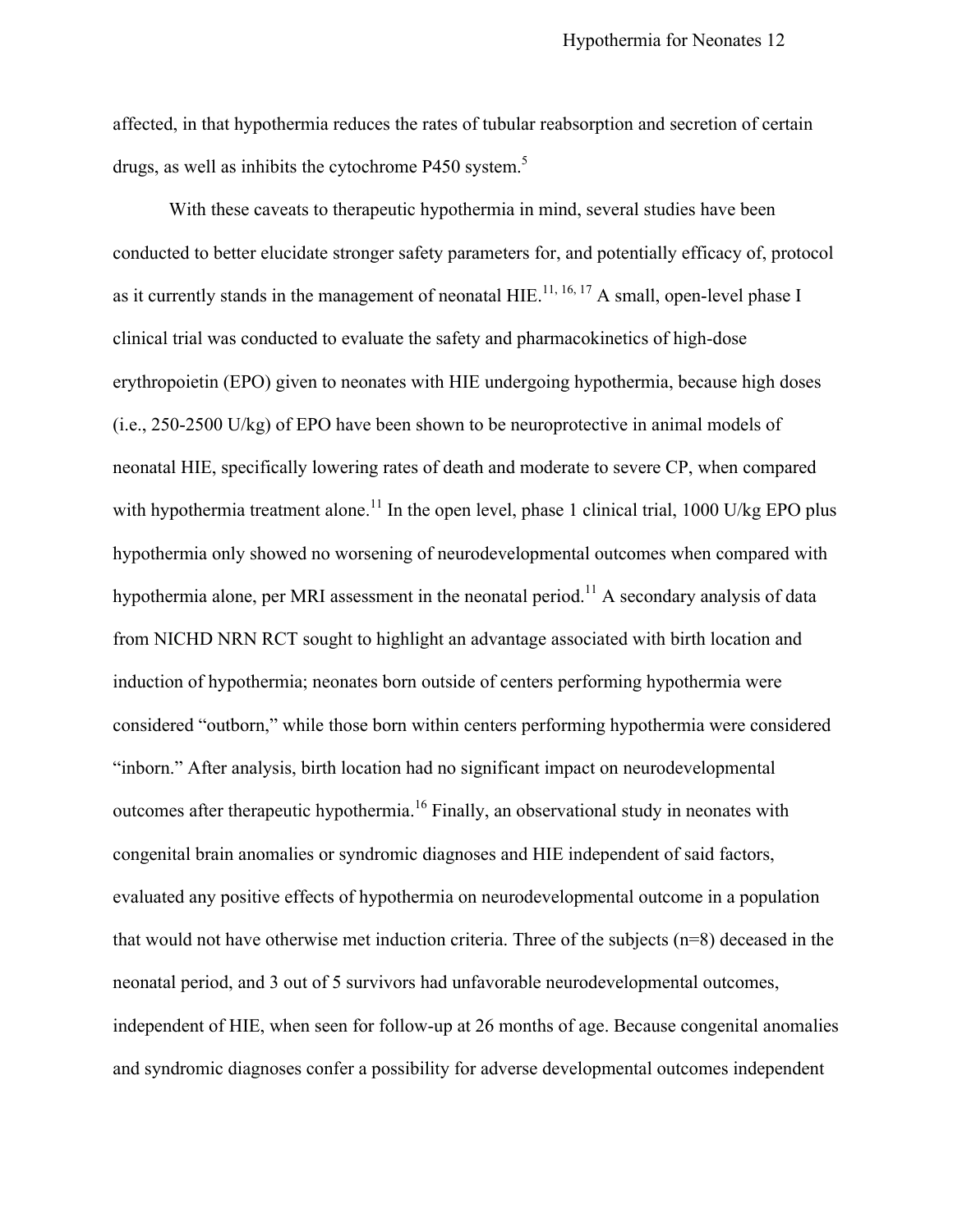affected, in that hypothermia reduces the rates of tubular reabsorption and secretion of certain drugs, as well as inhibits the cytochrome P450 system.[5]

With these caveats to therapeutic hypothermia in mind, several studies have been conducted to better elucidate stronger safety parameters for, and potentially efficacy of, protocol as it currently stands in the management of neonatal HIE.[11, 16, 17] A small, open-level phase I clinical trial was conducted to evaluate the safety and pharmacokinetics of high-dose erythropoietin (EPO) given to neonates with HIE undergoing hypothermia, because high doses (i.e., 250-2500 U/kg) of EPO have been shown to be neuroprotective in animal models of neonatal HIE, specifically lowering rates of death and moderate to severe CP, when compared with hypothermia treatment alone.[11] In the open level, phase 1 clinical trial, 1000 U/kg EPO plus hypothermia only showed no worsening of neurodevelopmental outcomes when compared with hypothermia alone, per MRI assessment in the neonatal period.[11] A secondary analysis of data from NICHD NRN RCT sought to highlight an advantage associated with birth location and induction of hypothermia; neonates born outside of centers performing hypothermia were considered "outborn," while those born within centers performing hypothermia were considered "inborn." After analysis, birth location had no significant impact on neurodevelopmental outcomes after therapeutic hypothermia.[16] Finally, an observational study in neonates with congenital brain anomalies or syndromic diagnoses and HIE independent of said factors, evaluated any positive effects of hypothermia on neurodevelopmental outcome in a population that would not have otherwise met induction criteria. Three of the subjects (n=8) deceased in the neonatal period, and 3 out of 5 survivors had unfavorable neurodevelopmental outcomes, independent of HIE, when seen for follow-up at 26 months of age. Because congenital anomalies and syndromic diagnoses confer a possibility for adverse developmental outcomes independent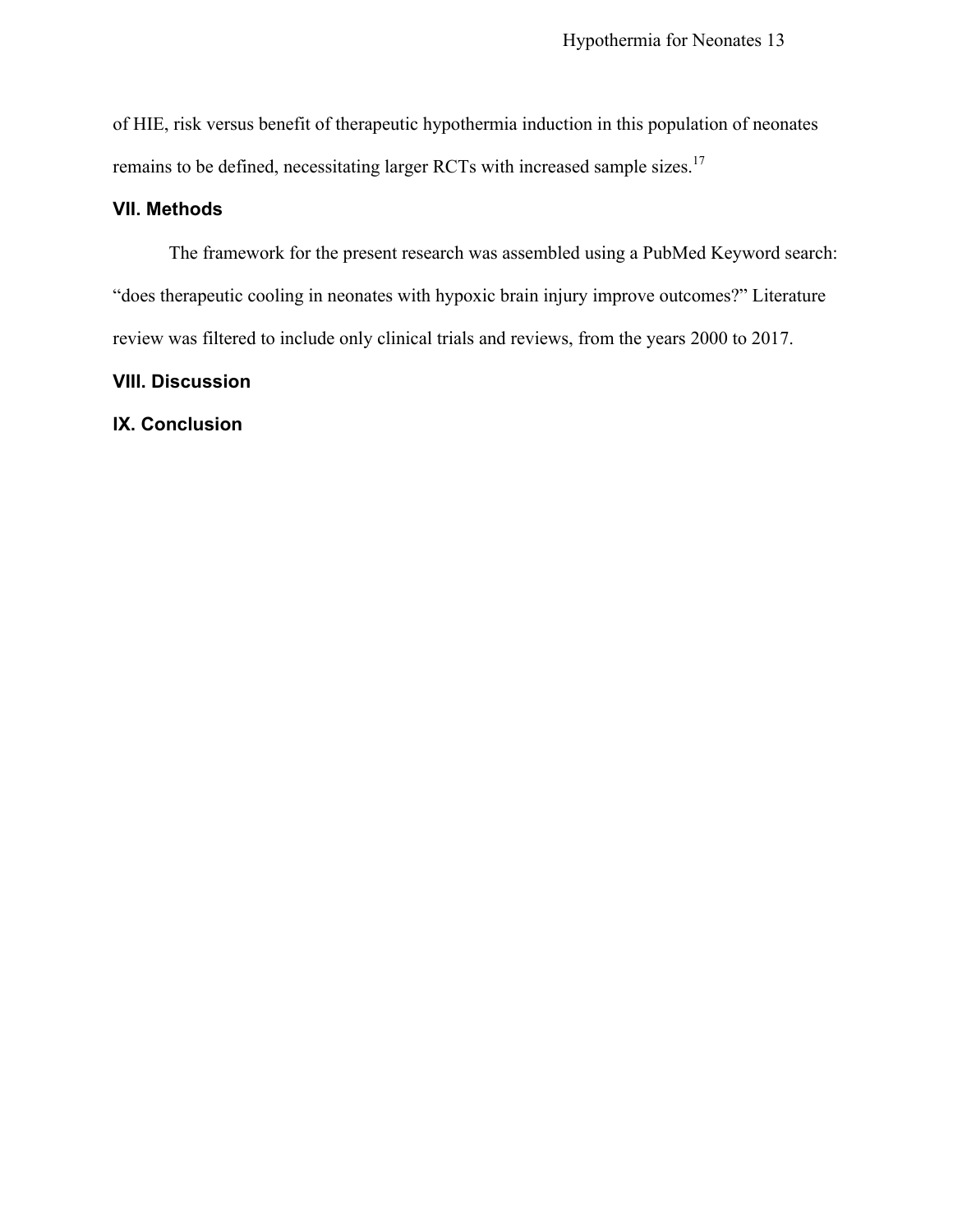of HIE, risk versus benefit of therapeutic hypothermia induction in this population of neonates remains to be defined, necessitating larger RCTs with increased sample sizes.[17]

## VII. Methods

The framework for the present research was assembled using a PubMed Keyword search: "does therapeutic cooling in neonates with hypoxic brain injury improve outcomes?" Literature review was filtered to include only clinical trials and reviews, from the years 2000 to 2017.

## VIII. Discussion

## IX. Conclusion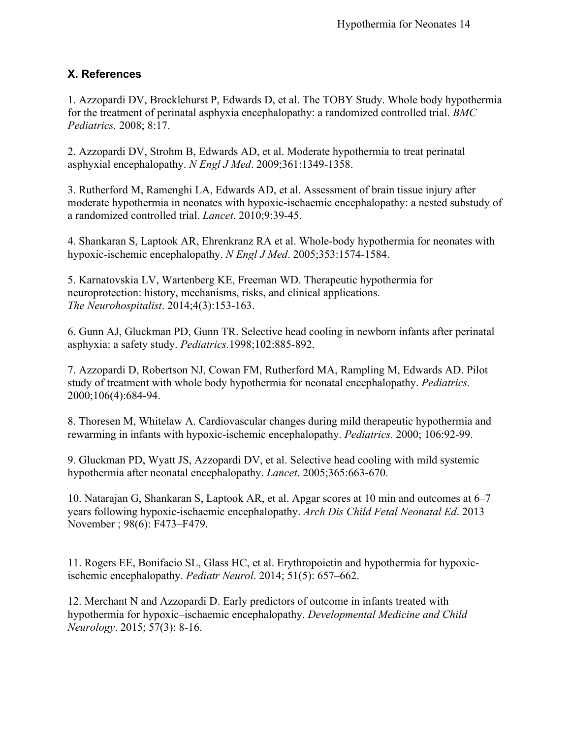## X. References

1. Azzopardi DV, Brocklehurst P, Edwards D, et al. The TOBY Study. Whole body hypothermia for the treatment of perinatal asphyxia encephalopathy: a randomized controlled trial. *BMC Pediatrics.* 2008; 8:17.

2. Azzopardi DV, Strohm B, Edwards AD, et al. Moderate hypothermia to treat perinatal asphyxial encephalopathy. *N Engl J Med*. 2009;361:1349-1358.

3. Rutherford M, Ramenghi LA, Edwards AD, et al. Assessment of brain tissue injury after moderate hypothermia in neonates with hypoxic-ischaemic encephalopathy: a nested substudy of a randomized controlled trial. *Lancet*. 2010;9:39-45.

4. Shankaran S, Laptook AR, Ehrenkranz RA et al. Whole-body hypothermia for neonates with hypoxic-ischemic encephalopathy. *N Engl J Med*. 2005;353:1574-1584.

5. Karnatovskia LV, Wartenberg KE, Freeman WD. Therapeutic hypothermia for neuroprotection: history, mechanisms, risks, and clinical applications. *The Neurohospitalist*. 2014;4(3):153-163.

6. Gunn AJ, Gluckman PD, Gunn TR. Selective head cooling in newborn infants after perinatal asphyxia: a safety study. *Pediatrics.*1998;102:885-892.

7. Azzopardi D, Robertson NJ, Cowan FM, Rutherford MA, Rampling M, Edwards AD. Pilot study of treatment with whole body hypothermia for neonatal encephalopathy. *Pediatrics.* 2000;106(4):684-94.

8. Thoresen M, Whitelaw A. Cardiovascular changes during mild therapeutic hypothermia and rewarming in infants with hypoxic-ischemic encephalopathy. *Pediatrics.* 2000; 106:92-99.

9. Gluckman PD, Wyatt JS, Azzopardi DV, et al. Selective head cooling with mild systemic hypothermia after neonatal encephalopathy. *Lancet*. 2005;365:663-670.

10. Natarajan G, Shankaran S, Laptook AR, et al. Apgar scores at 10 min and outcomes at 6–7 years following hypoxic-ischaemic encephalopathy. *Arch Dis Child Fetal Neonatal Ed*. 2013 November ; 98(6): F473–F479.

11. Rogers EE, Bonifacio SL, Glass HC, et al. Erythropoietin and hypothermia for hypoxic-ischemic encephalopathy. *Pediatr Neurol*. 2014; 51(5): 657–662.

12. Merchant N and Azzopardi D. Early predictors of outcome in infants treated with hypothermia for hypoxic–ischaemic encephalopathy. *Developmental Medicine and Child Neurology*. 2015; 57(3): 8-16.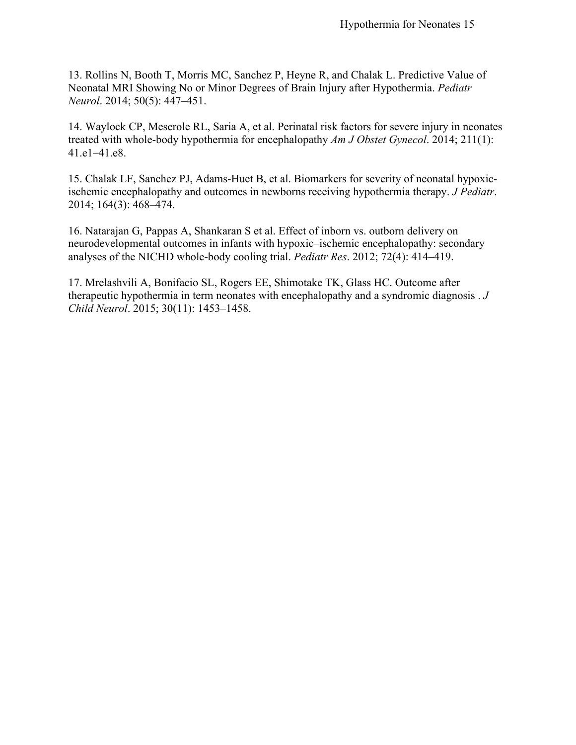13. Rollins N, Booth T, Morris MC, Sanchez P, Heyne R, and Chalak L. Predictive Value of Neonatal MRI Showing No or Minor Degrees of Brain Injury after Hypothermia. *Pediatr Neurol*. 2014; 50(5): 447–451.

14. Waylock CP, Meserole RL, Saria A, et al. Perinatal risk factors for severe injury in neonates treated with whole-body hypothermia for encephalopathy *Am J Obstet Gynecol*. 2014; 211(1): 41.e1–41.e8.

15. Chalak LF, Sanchez PJ, Adams-Huet B, et al. Biomarkers for severity of neonatal hypoxic-ischemic encephalopathy and outcomes in newborns receiving hypothermia therapy. *J Pediatr*. 2014; 164(3): 468–474.

16. Natarajan G, Pappas A, Shankaran S et al. Effect of inborn vs. outborn delivery on neurodevelopmental outcomes in infants with hypoxic–ischemic encephalopathy: secondary analyses of the NICHD whole-body cooling trial. *Pediatr Res*. 2012; 72(4): 414–419.

17. Mrelashvili A, Bonifacio SL, Rogers EE, Shimotake TK, Glass HC. Outcome after therapeutic hypothermia in term neonates with encephalopathy and a syndromic diagnosis . *J Child Neurol*. 2015; 30(11): 1453–1458.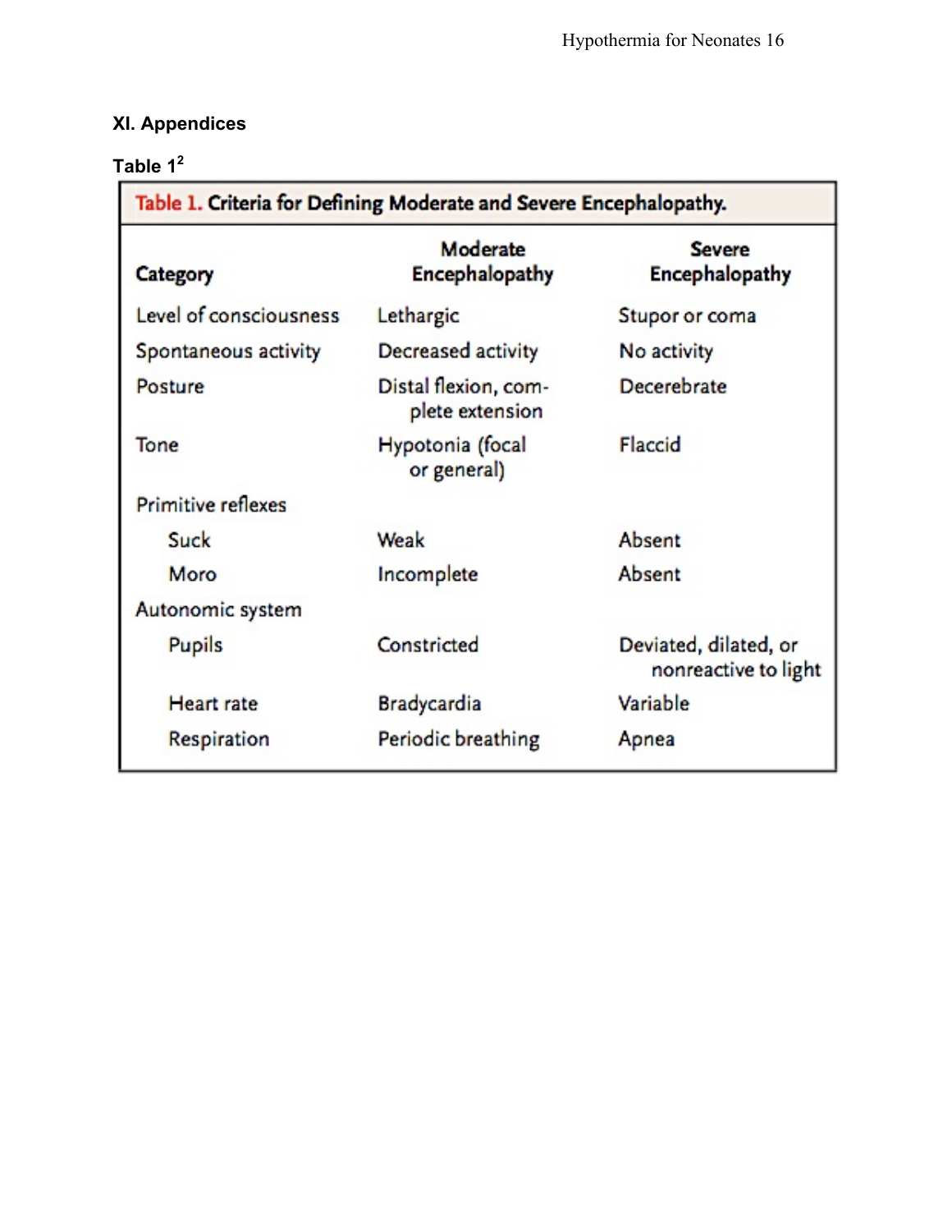## XI. Appendices

**Table 1**[2]

**Table 1. Criteria for Defining Moderate and Severe Encephalopathy.**

| Category | Moderate Encephalopathy | Severe Encephalopathy |
|---|---|---|
| Level of consciousness | Lethargic | Stupor or coma |
| Spontaneous activity | Decreased activity | No activity |
| Posture | Distal flexion, complete extension | Decerebrate |
| Tone | Hypotonia (focal or general) | Flaccid |
| Primitive reflexes | | |
| Suck | Weak | Absent |
| Moro | Incomplete | Absent |
| Autonomic system | | |
| Pupils | Constricted | Deviated, dilated, or nonreactive to light |
| Heart rate | Bradycardia | Variable |
| Respiration | Periodic breathing | Apnea |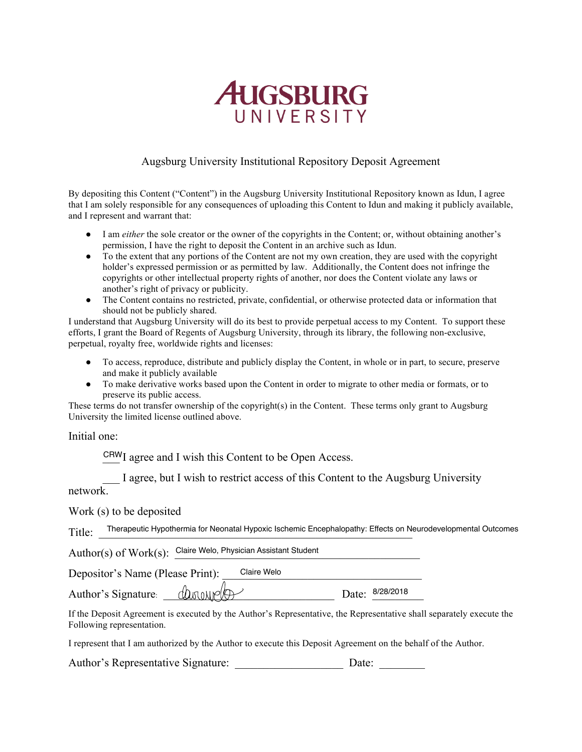# AUGSBURG UNIVERSITY

Augsburg University Institutional Repository Deposit Agreement

By depositing this Content ("Content") in the Augsburg University Institutional Repository known as Idun, I agree that I am solely responsible for any consequences of uploading this Content to Idun and making it publicly available, and I represent and warrant that:

- I am *either* the sole creator or the owner of the copyrights in the Content; or, without obtaining another's permission, I have the right to deposit the Content in an archive such as Idun.
- To the extent that any portions of the Content are not my own creation, they are used with the copyright holder's expressed permission or as permitted by law. Additionally, the Content does not infringe the copyrights or other intellectual property rights of another, nor does the Content violate any laws or another's right of privacy or publicity.
- The Content contains no restricted, private, confidential, or otherwise protected data or information that should not be publicly shared.

I understand that Augsburg University will do its best to provide perpetual access to my Content. To support these efforts, I grant the Board of Regents of Augsburg University, through its library, the following non-exclusive, perpetual, royalty free, worldwide rights and licenses:

- To access, reproduce, distribute and publicly display the Content, in whole or in part, to secure, preserve and make it publicly available
- To make derivative works based upon the Content in order to migrate to other media or formats, or to preserve its public access.

These terms do not transfer ownership of the copyright(s) in the Content. These terms only grant to Augsburg University the limited license outlined above.

Initial one:

CRW I agree and I wish this Content to be Open Access.

___ I agree, but I wish to restrict access of this Content to the Augsburg University network.

Work (s) to be deposited

Title: Therapeutic Hypothermia for Neonatal Hypoxic Ischemic Encephalopathy: Effects on Neurodevelopmental Outcomes

Author(s) of Work(s): Claire Welo, Physician Assistant Student

Depositor's Name (Please Print): Claire Welo

Author's Signature: [signature] Date: 8/28/2018

If the Deposit Agreement is executed by the Author's Representative, the Representative shall separately execute the Following representation.

I represent that I am authorized by the Author to execute this Deposit Agreement on the behalf of the Author.

Author's Representative Signature: ____________________ Date: ________